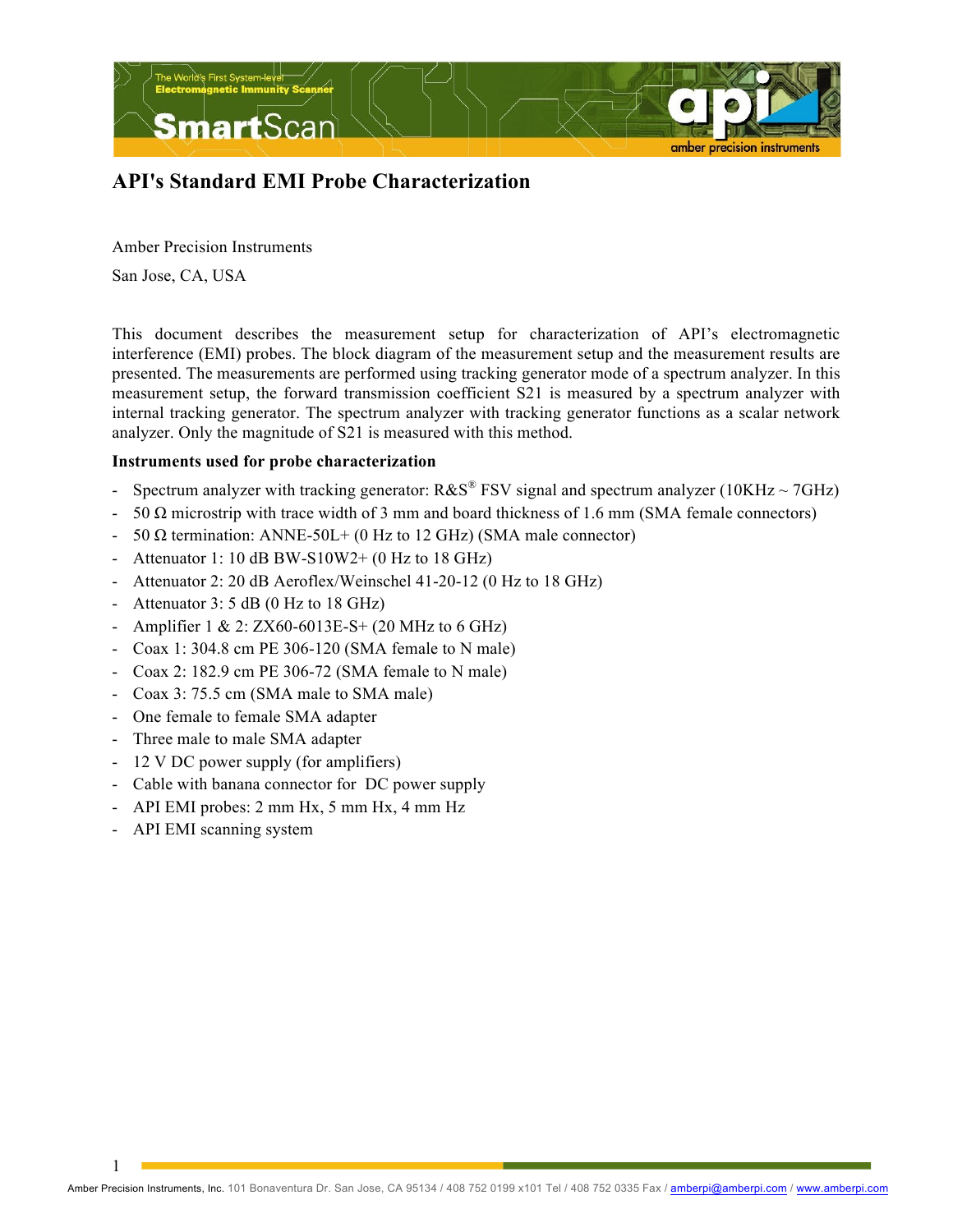# API's Standard EMI Probe Characterization

Amber Precision Instruments

San Jose, CA, USA

This document describes the measurement setup for characterization of API's electromagnetic interference (EMI) probes. The block diagram of the measurement setup and the measurement results are presented. The measurements are performed using tracking generator mode of a spectrum analyzer. In this measurement setup, the forward transmission coefficient S21 is measured by a spectrum analyzer with internal tracking generator. The spectrum analyzer with tracking generator functions as a scalar network analyzer. Only the magnitude of S21 is measured with this method.

**Instruments used for probe characterization**

- Spectrum analyzer with tracking generator: R&S® FSV signal and spectrum analyzer (10KHz ~ 7GHz)
- 50 Ω microstrip with trace width of 3 mm and board thickness of 1.6 mm (SMA female connectors)
- 50 Ω termination: ANNE-50L+ (0 Hz to 12 GHz) (SMA male connector)
- Attenuator 1: 10 dB BW-S10W2+ (0 Hz to 18 GHz)
- Attenuator 2: 20 dB Aeroflex/Weinschel 41-20-12 (0 Hz to 18 GHz)
- Attenuator 3: 5 dB (0 Hz to 18 GHz)
- Amplifier 1 & 2: ZX60-6013E-S+ (20 MHz to 6 GHz)
- Coax 1: 304.8 cm PE 306-120 (SMA female to N male)
- Coax 2: 182.9 cm PE 306-72 (SMA female to N male)
- Coax 3: 75.5 cm (SMA male to SMA male)
- One female to female SMA adapter
- Three male to male SMA adapter
- 12 V DC power supply (for amplifiers)
- Cable with banana connector for DC power supply
- API EMI probes: 2 mm Hx, 5 mm Hx, 4 mm Hz
- API EMI scanning system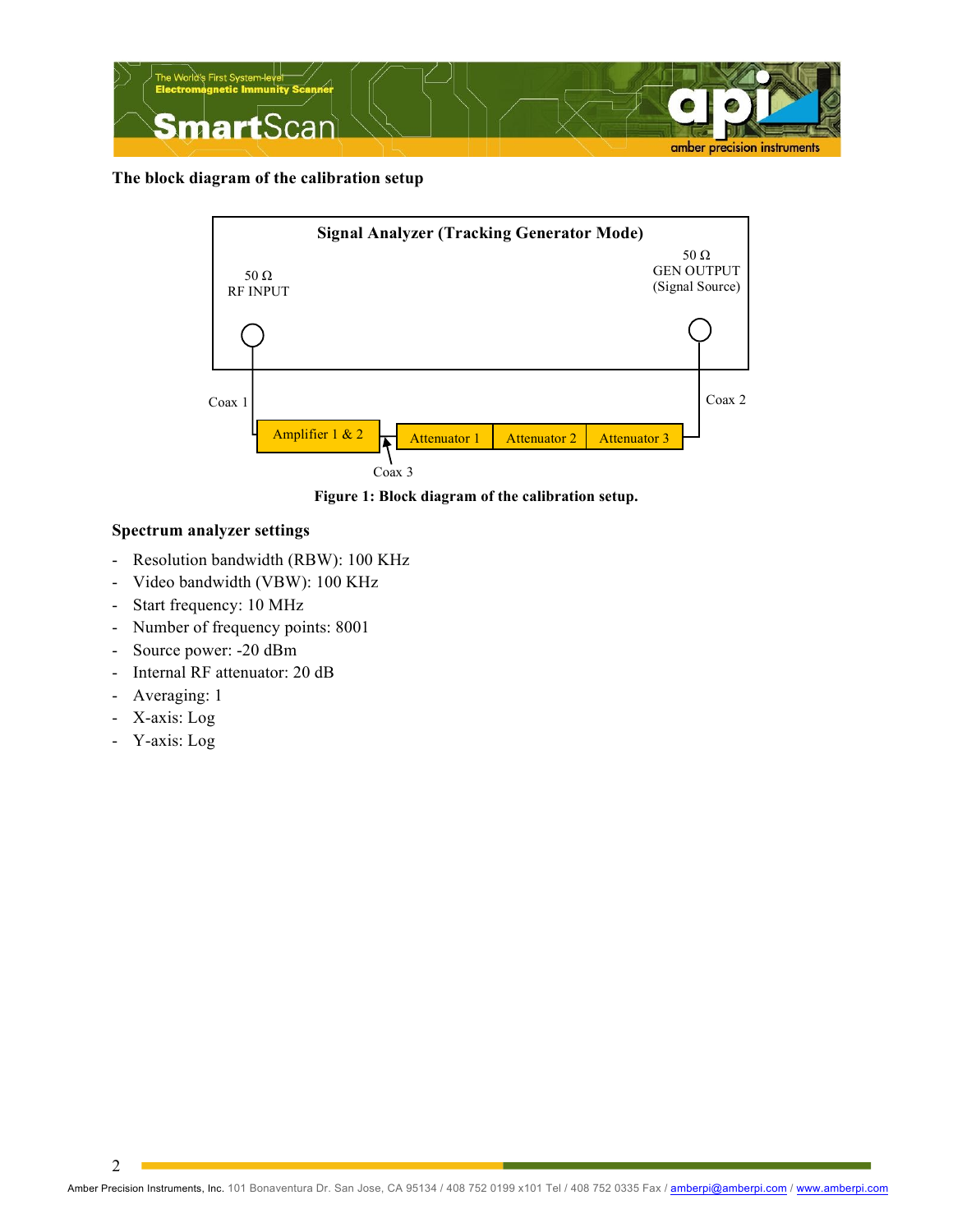**The block diagram of the calibration setup**

Signal Analyzer (Tracking Generator Mode)

50 Ω
RF INPUT

50 Ω
GEN OUTPUT
(Signal Source)

Coax 1

Coax 2

Amplifier 1 & 2

Attenuator 1

Attenuator 2

Attenuator 3

Coax 3

**Figure 1: Block diagram of the calibration setup.**

**Spectrum analyzer settings**

- Resolution bandwidth (RBW): 100 KHz
- Video bandwidth (VBW): 100 KHz
- Start frequency: 10 MHz
- Number of frequency points: 8001
- Source power: -20 dBm
- Internal RF attenuator: 20 dB
- Averaging: 1
- X-axis: Log
- Y-axis: Log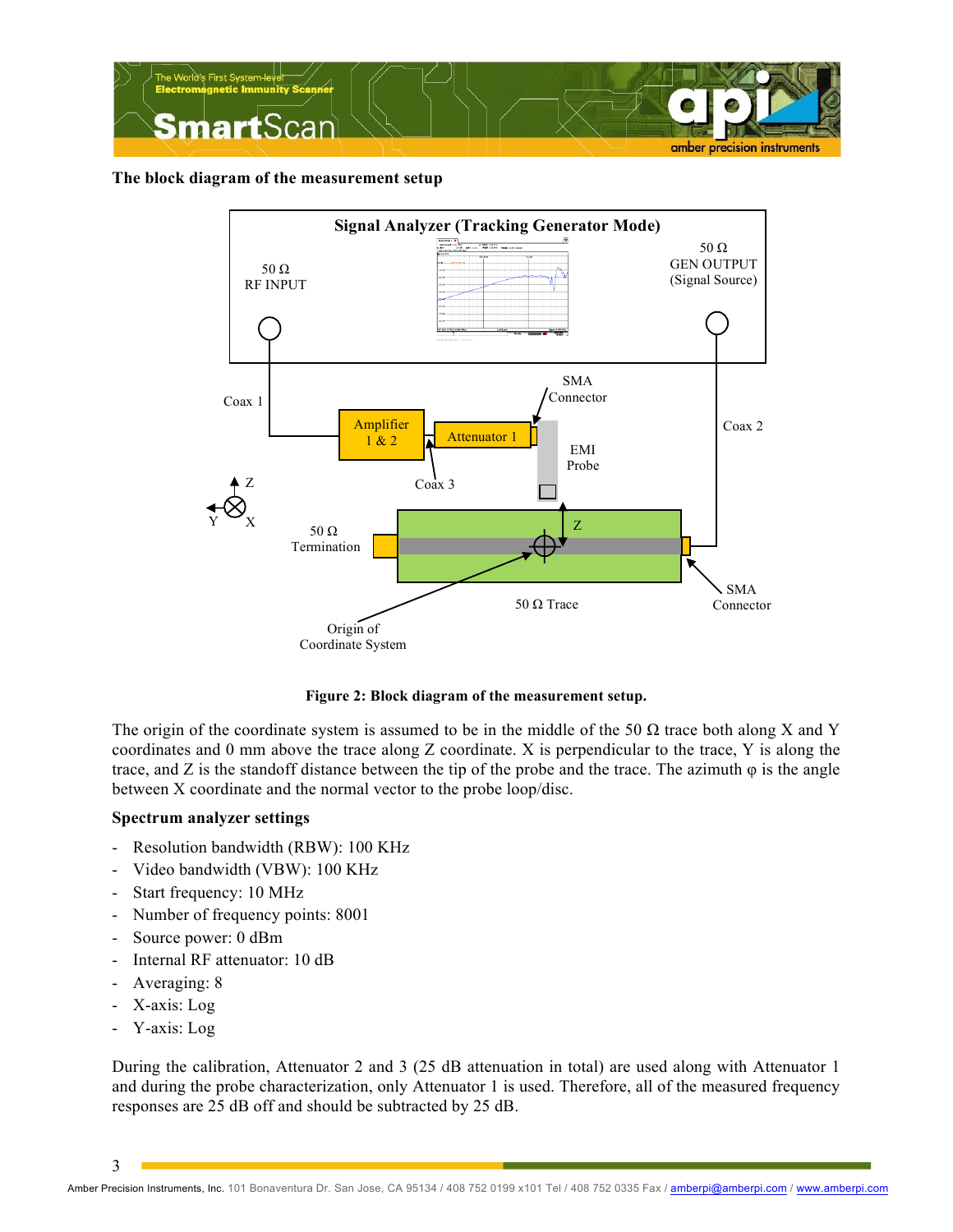**The block diagram of the measurement setup**

**Figure 2: Block diagram of the measurement setup.**

The origin of the coordinate system is assumed to be in the middle of the 50 Ω trace both along X and Y coordinates and 0 mm above the trace along Z coordinate. X is perpendicular to the trace, Y is along the trace, and Z is the standoff distance between the tip of the probe and the trace. The azimuth φ is the angle between X coordinate and the normal vector to the probe loop/disc.

**Spectrum analyzer settings**

- Resolution bandwidth (RBW): 100 KHz
- Video bandwidth (VBW): 100 KHz
- Start frequency: 10 MHz
- Number of frequency points: 8001
- Source power: 0 dBm
- Internal RF attenuator: 10 dB
- Averaging: 8
- X-axis: Log
- Y-axis: Log

During the calibration, Attenuator 2 and 3 (25 dB attenuation in total) are used along with Attenuator 1 and during the probe characterization, only Attenuator 1 is used. Therefore, all of the measured frequency responses are 25 dB off and should be subtracted by 25 dB.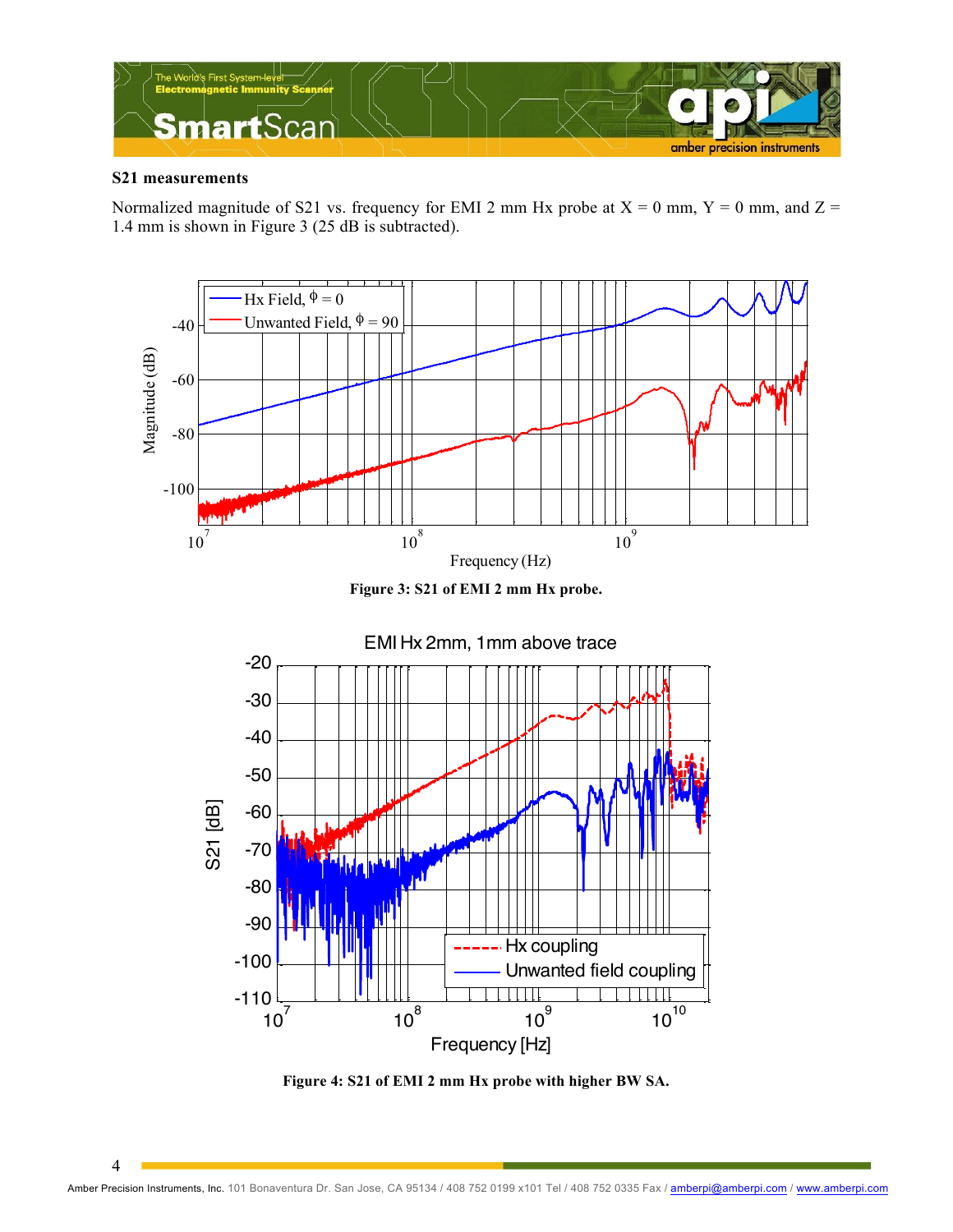### S21 measurements

Normalized magnitude of S21 vs. frequency for EMI 2 mm Hx probe at X = 0 mm, Y = 0 mm, and Z = 1.4 mm is shown in Figure 3 (25 dB is subtracted).

**Figure 3: S21 of EMI 2 mm Hx probe.**

**Figure 4: S21 of EMI 2 mm Hx probe with higher BW SA.**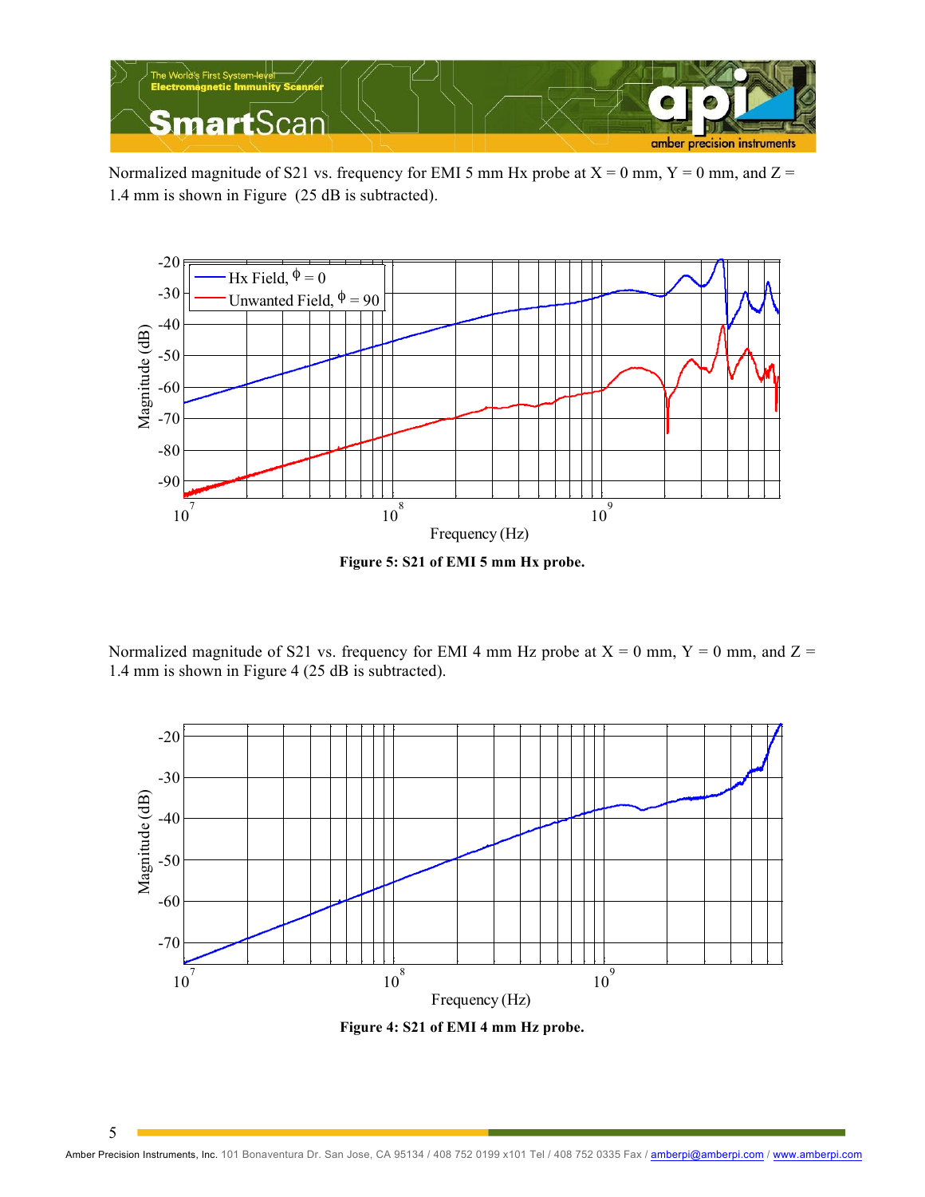Normalized magnitude of S21 vs. frequency for EMI 5 mm Hx probe at X = 0 mm, Y = 0 mm, and Z = 1.4 mm is shown in Figure  (25 dB is subtracted).

**Figure 5: S21 of EMI 5 mm Hx probe.**

Normalized magnitude of S21 vs. frequency for EMI 4 mm Hz probe at X = 0 mm, Y = 0 mm, and Z = 1.4 mm is shown in Figure 4 (25 dB is subtracted).

**Figure 4: S21 of EMI 4 mm Hz probe.**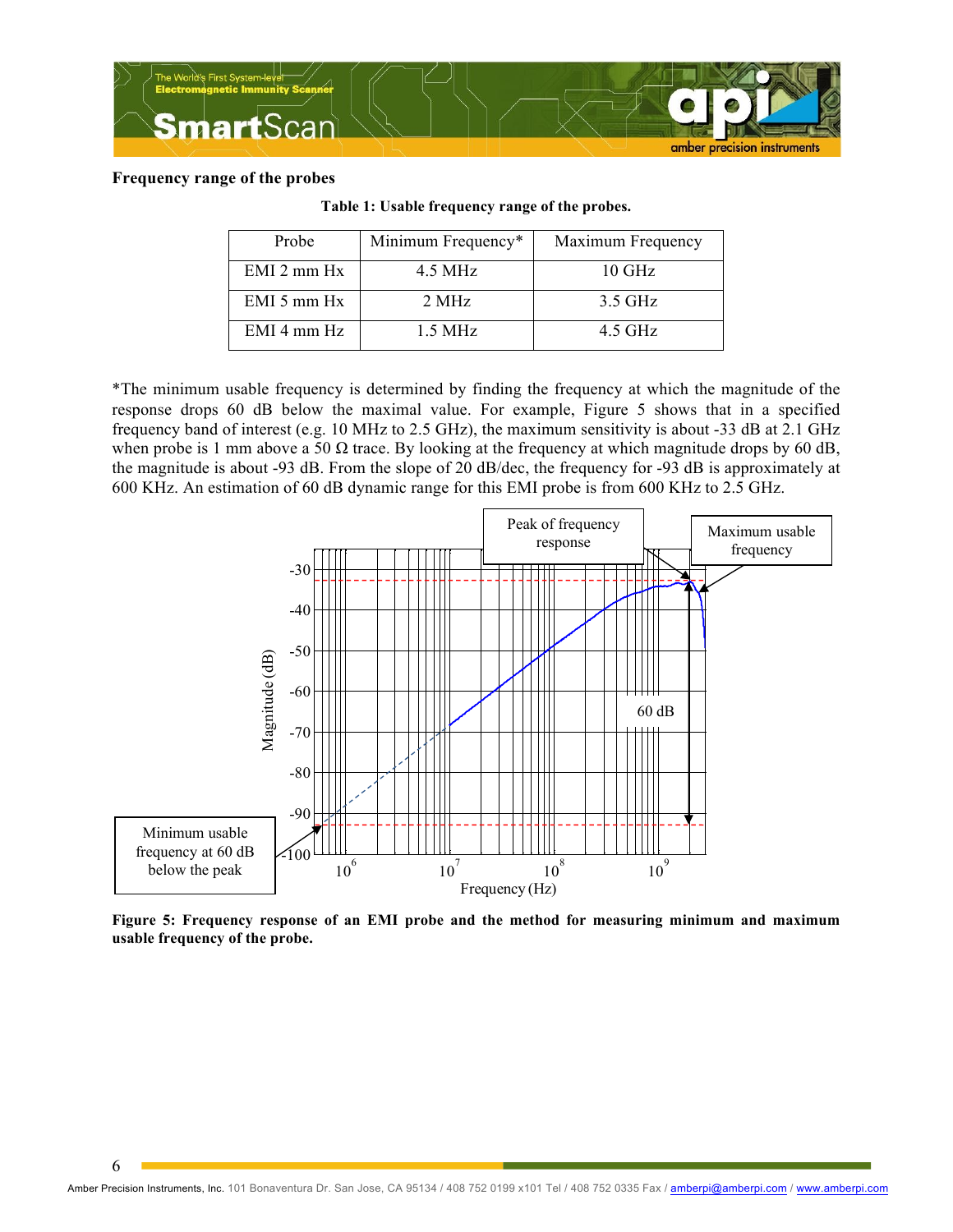**Frequency range of the probes**

**Table 1: Usable frequency range of the probes.**

| Probe | Minimum Frequency* | Maximum Frequency |
| --- | --- | --- |
| EMI 2 mm Hx | 4.5 MHz | 10 GHz |
| EMI 5 mm Hx | 2 MHz | 3.5 GHz |
| EMI 4 mm Hz | 1.5 MHz | 4.5 GHz |

*The minimum usable frequency is determined by finding the frequency at which the magnitude of the response drops 60 dB below the maximal value. For example, Figure 5 shows that in a specified frequency band of interest (e.g. 10 MHz to 2.5 GHz), the maximum sensitivity is about -33 dB at 2.1 GHz when probe is 1 mm above a 50 Ω trace. By looking at the frequency at which magnitude drops by 60 dB, the magnitude is about -93 dB. From the slope of 20 dB/dec, the frequency for -93 dB is approximately at 600 KHz. An estimation of 60 dB dynamic range for this EMI probe is from 600 KHz to 2.5 GHz.

Peak of frequency response

Maximum usable frequency

Minimum usable frequency at 60 dB below the peak

60 dB

Magnitude (dB)

-30
-40
-50
-60
-70
-80
-90
-100

$10^6$ $10^7$ $10^8$ $10^9$

Frequency (Hz)

**Figure 5: Frequency response of an EMI probe and the method for measuring minimum and maximum usable frequency of the probe.**